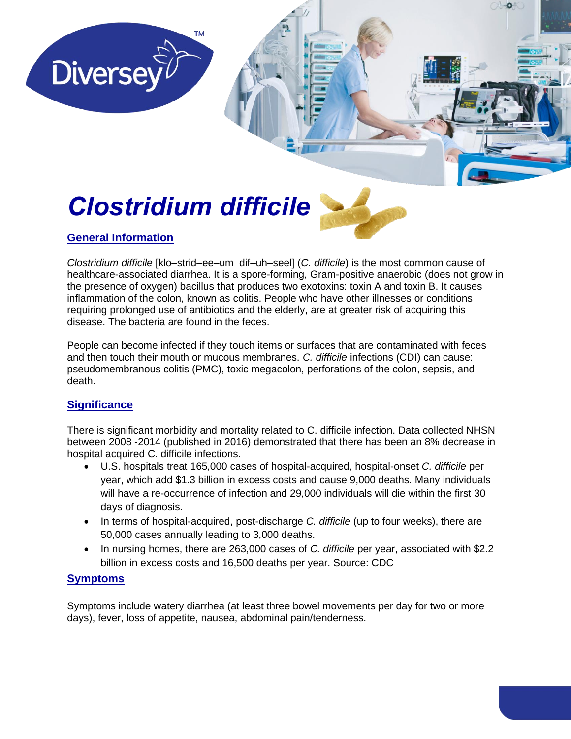# *Clostridium difficile*

## General Information

*Clostridium difficile* [klo–strid–ee–um dif–uh–seel] (*C. difficile*) is the most common cause of healthcare-associated diarrhea. It is a spore-forming, Gram-positive anaerobic (does not grow in the presence of oxygen) bacillus that produces two exotoxins: toxin A and toxin B. It causes inflammation of the colon, known as colitis. People who have other illnesses or conditions requiring prolonged use of antibiotics and the elderly, are at greater risk of acquiring this disease. The bacteria are found in the feces.

People can become infected if they touch items or surfaces that are contaminated with feces and then touch their mouth or mucous membranes. *C. difficile* infections (CDI) can cause: pseudomembranous colitis (PMC), toxic megacolon, perforations of the colon, sepsis, and death.

## Significance

There is significant morbidity and mortality related to C. difficile infection. Data collected NHSN between 2008 -2014 (published in 2016) demonstrated that there has been an 8% decrease in hospital acquired C. difficile infections.

- U.S. hospitals treat 165,000 cases of hospital-acquired, hospital-onset *C. difficile* per year, which add $1.3 billion in excess costs and cause 9,000 deaths. Many individuals will have a re-occurrence of infection and 29,000 individuals will die within the first 30 days of diagnosis.
- In terms of hospital-acquired, post-discharge *C. difficile* (up to four weeks), there are 50,000 cases annually leading to 3,000 deaths.
- In nursing homes, there are 263,000 cases of *C. difficile* per year, associated with $2.2 billion in excess costs and 16,500 deaths per year. Source: CDC

## Symptoms

Symptoms include watery diarrhea (at least three bowel movements per day for two or more days), fever, loss of appetite, nausea, abdominal pain/tenderness.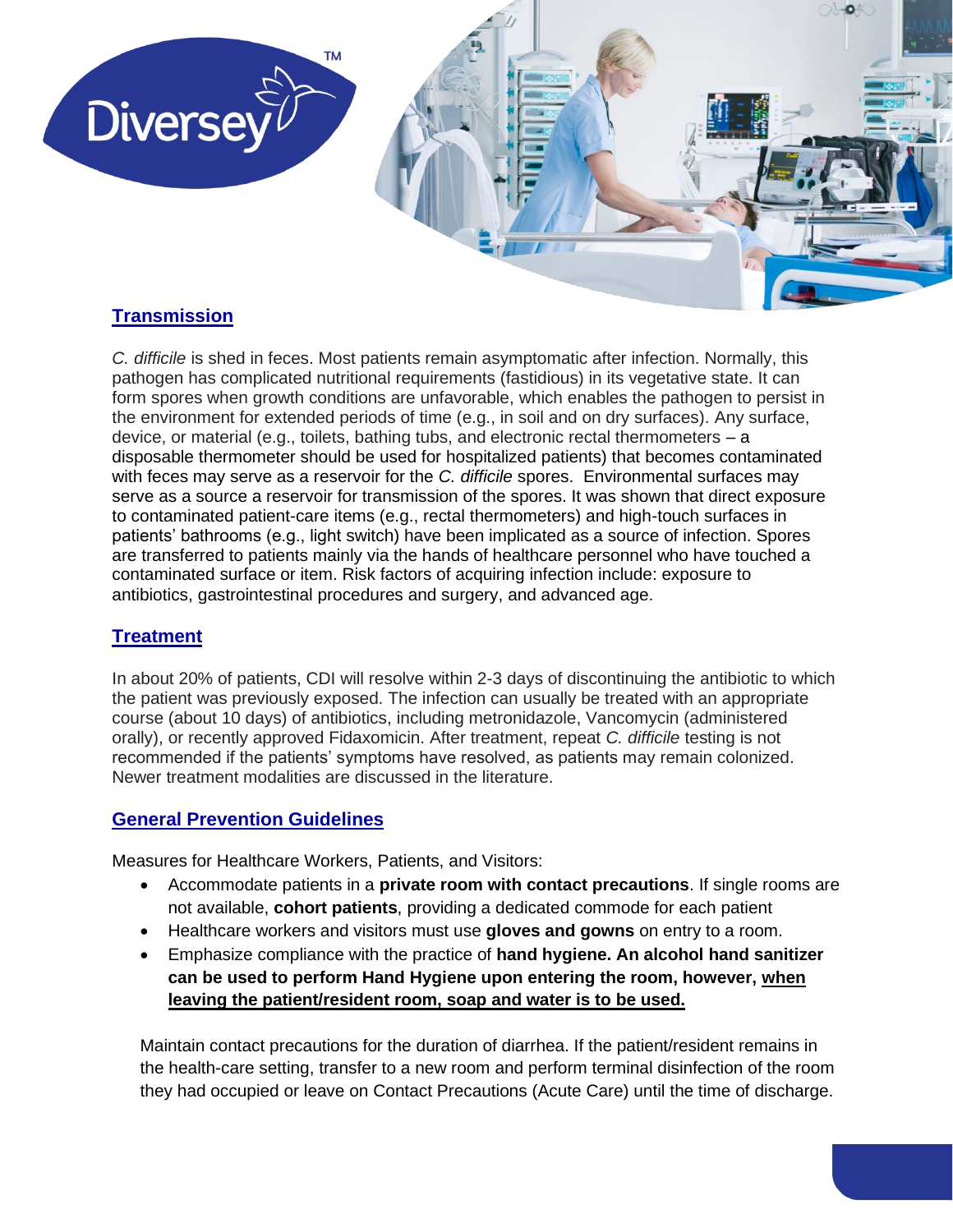## Transmission

*C. difficile* is shed in feces. Most patients remain asymptomatic after infection. Normally, this pathogen has complicated nutritional requirements (fastidious) in its vegetative state. It can form spores when growth conditions are unfavorable, which enables the pathogen to persist in the environment for extended periods of time (e.g., in soil and on dry surfaces). Any surface, device, or material (e.g., toilets, bathing tubs, and electronic rectal thermometers – a disposable thermometer should be used for hospitalized patients) that becomes contaminated with feces may serve as a reservoir for the *C. difficile* spores. Environmental surfaces may serve as a source a reservoir for transmission of the spores. It was shown that direct exposure to contaminated patient-care items (e.g., rectal thermometers) and high-touch surfaces in patients' bathrooms (e.g., light switch) have been implicated as a source of infection. Spores are transferred to patients mainly via the hands of healthcare personnel who have touched a contaminated surface or item. Risk factors of acquiring infection include: exposure to antibiotics, gastrointestinal procedures and surgery, and advanced age.

## Treatment

In about 20% of patients, CDI will resolve within 2-3 days of discontinuing the antibiotic to which the patient was previously exposed. The infection can usually be treated with an appropriate course (about 10 days) of antibiotics, including metronidazole, Vancomycin (administered orally), or recently approved Fidaxomicin. After treatment, repeat *C. difficile* testing is not recommended if the patients' symptoms have resolved, as patients may remain colonized. Newer treatment modalities are discussed in the literature.

## General Prevention Guidelines

Measures for Healthcare Workers, Patients, and Visitors:

- Accommodate patients in a **private room with contact precautions**. If single rooms are not available, **cohort patients**, providing a dedicated commode for each patient
- Healthcare workers and visitors must use **gloves and gowns** on entry to a room.
- Emphasize compliance with the practice of **hand hygiene. An alcohol hand sanitizer can be used to perform Hand Hygiene upon entering the room, however, <u>when leaving the patient/resident room, soap and water is to be used.</u>**

Maintain contact precautions for the duration of diarrhea. If the patient/resident remains in the health-care setting, transfer to a new room and perform terminal disinfection of the room they had occupied or leave on Contact Precautions (Acute Care) until the time of discharge.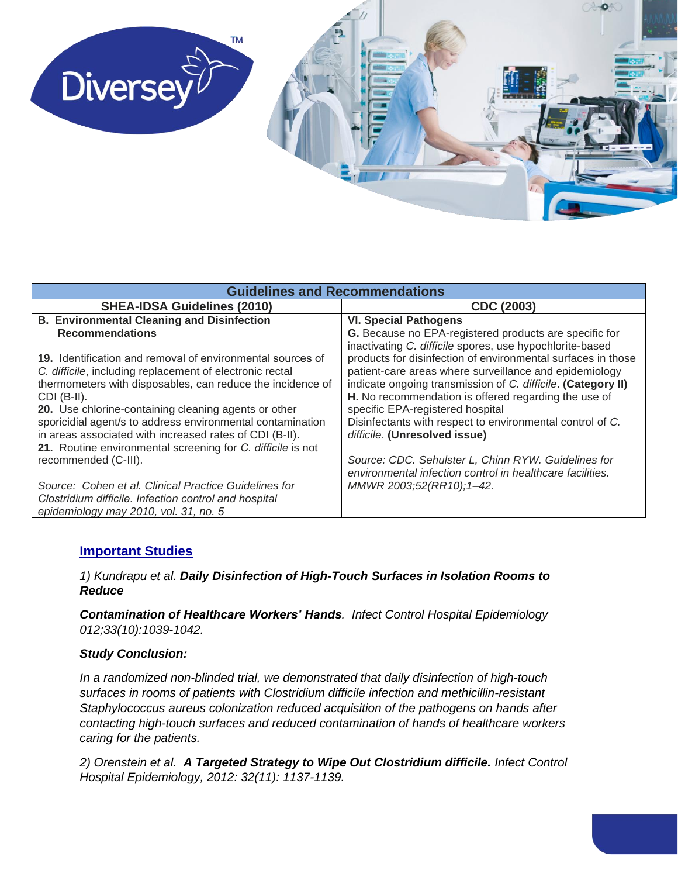| Guidelines and Recommendations | |
|---|---|
| **SHEA-IDSA Guidelines (2010)** | **CDC (2003)** |
| **B. Environmental Cleaning and Disinfection Recommendations**<br><br>**19.** Identification and removal of environmental sources of *C. difficile*, including replacement of electronic rectal thermometers with disposables, can reduce the incidence of CDI (B-II).<br>**20.** Use chlorine-containing cleaning agents or other sporicidial agent/s to address environmental contamination in areas associated with increased rates of CDI (B-II).<br>**21.** Routine environmental screening for *C. difficile* is not recommended (C-III).<br><br>*Source: Cohen et al. Clinical Practice Guidelines for Clostridium difficile. Infection control and hospital epidemiology may 2010, vol. 31, no. 5* | **VI. Special Pathogens**<br>**G.** Because no EPA-registered products are specific for inactivating *C. difficile* spores, use hypochlorite-based products for disinfection of environmental surfaces in those patient-care areas where surveillance and epidemiology indicate ongoing transmission of *C. difficile*. **(Category II)**<br>**H.** No recommendation is offered regarding the use of specific EPA-registered hospital Disinfectants with respect to environmental control of *C. difficile*. **(Unresolved issue)**<br><br>*Source: CDC. Sehulster L, Chinn RYW. Guidelines for environmental infection control in healthcare facilities. MMWR 2003;52(RR10);1–42.* |

## Important Studies

*1) Kundrapu et al.* ***Daily Disinfection of High-Touch Surfaces in Isolation Rooms to Reduce***

***Contamination of Healthcare Workers' Hands****. Infect Control Hospital Epidemiology 012;33(10):1039-1042.*

***Study Conclusion:***

*In a randomized non-blinded trial, we demonstrated that daily disinfection of high-touch surfaces in rooms of patients with Clostridium difficile infection and methicillin-resistant Staphylococcus aureus colonization reduced acquisition of the pathogens on hands after contacting high-touch surfaces and reduced contamination of hands of healthcare workers caring for the patients.*

*2) Orenstein et al.* ***A Targeted Strategy to Wipe Out Clostridium difficile.*** *Infect Control Hospital Epidemiology, 2012: 32(11): 1137-1139.*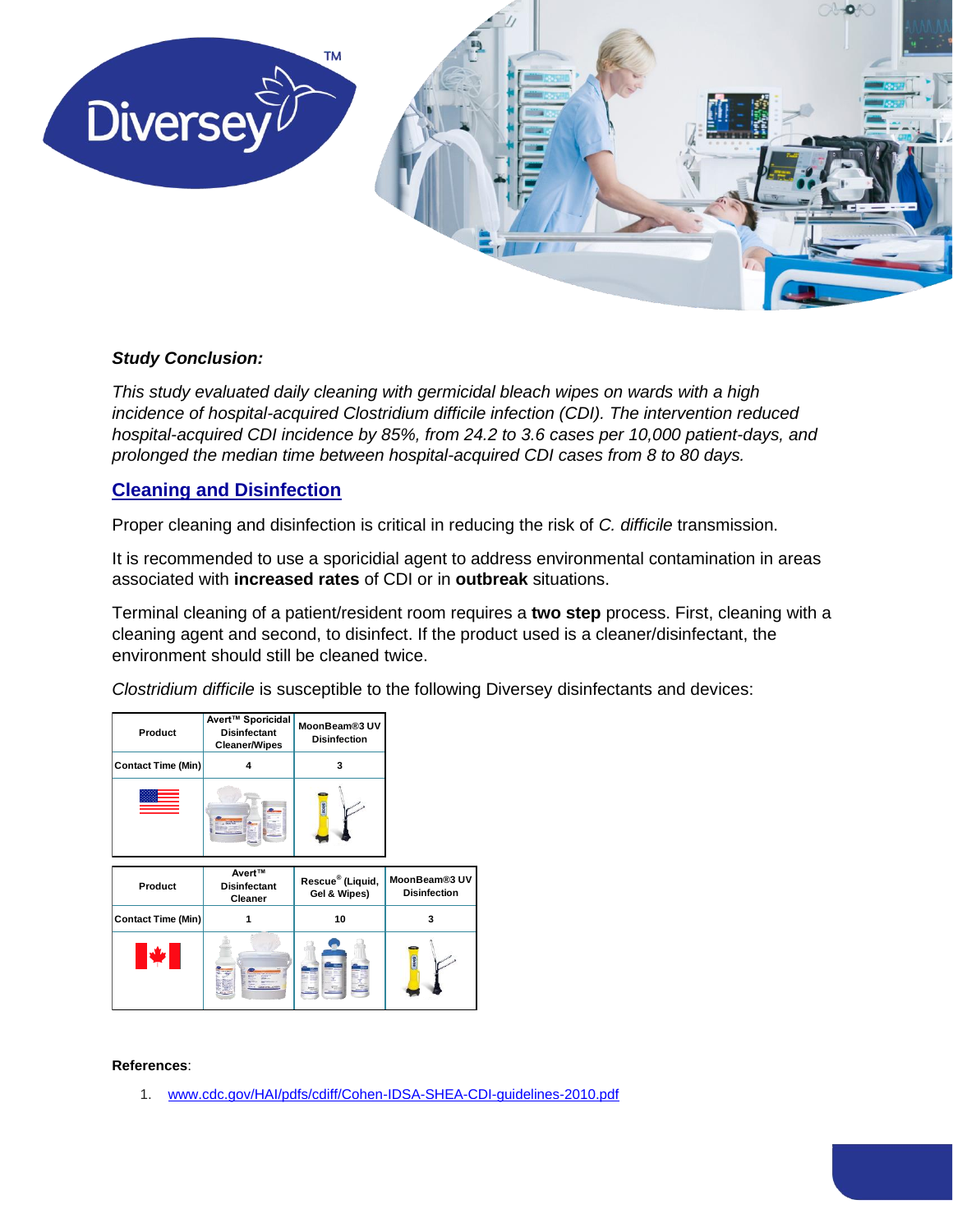***Study Conclusion:***

*This study evaluated daily cleaning with germicidal bleach wipes on wards with a high incidence of hospital-acquired Clostridium difficile infection (CDI). The intervention reduced hospital-acquired CDI incidence by 85%, from 24.2 to 3.6 cases per 10,000 patient-days, and prolonged the median time between hospital-acquired CDI cases from 8 to 80 days.*

## Cleaning and Disinfection

Proper cleaning and disinfection is critical in reducing the risk of *C. difficile* transmission.

It is recommended to use a sporicidial agent to address environmental contamination in areas associated with **increased rates** of CDI or in **outbreak** situations.

Terminal cleaning of a patient/resident room requires a **two step** process. First, cleaning with a cleaning agent and second, to disinfect. If the product used is a cleaner/disinfectant, the environment should still be cleaned twice.

*Clostridium difficile* is susceptible to the following Diversey disinfectants and devices:

| Product | Avert™ Sporicidal Disinfectant Cleaner/Wipes | MoonBeam®3 UV Disinfection |
|---|---|---|
| Contact Time (Min) | 4 | 3 |

| Product | Avert™ Disinfectant Cleaner | Rescue® (Liquid, Gel & Wipes) | MoonBeam®3 UV Disinfection |
|---|---|---|---|
| Contact Time (Min) | 1 | 10 | 3 |

**References**:

1. www.cdc.gov/HAI/pdfs/cdiff/Cohen-IDSA-SHEA-CDI-guidelines-2010.pdf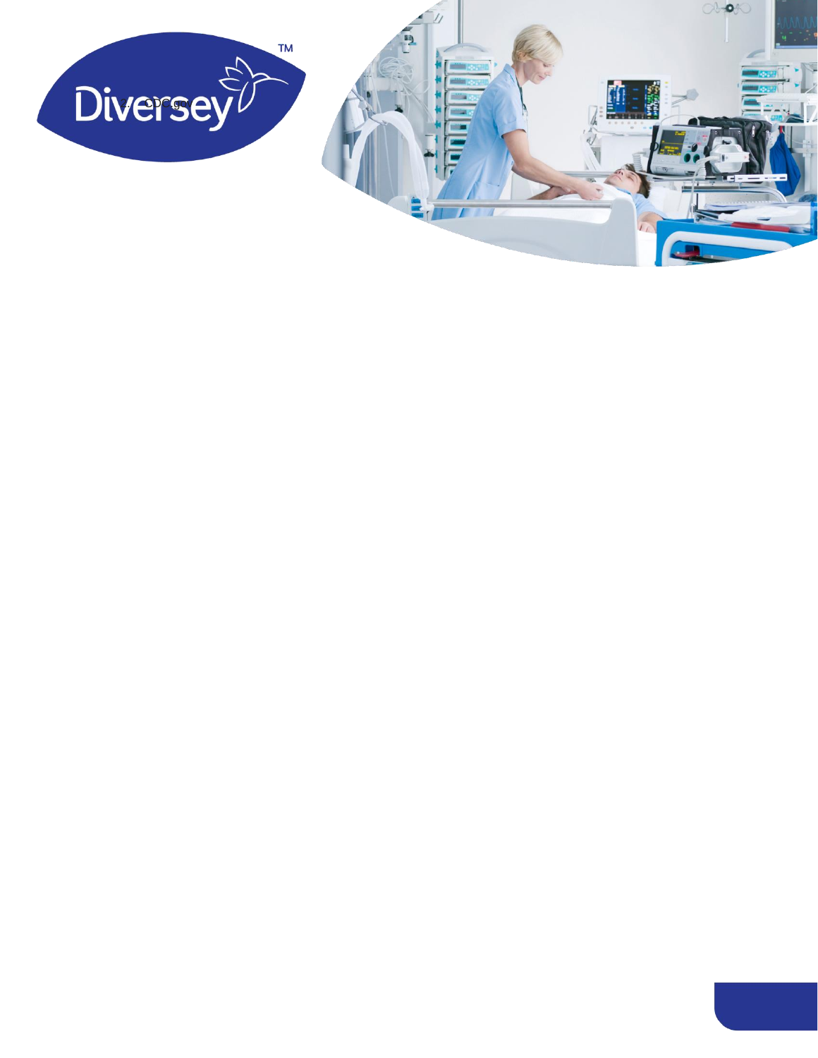Diversey™